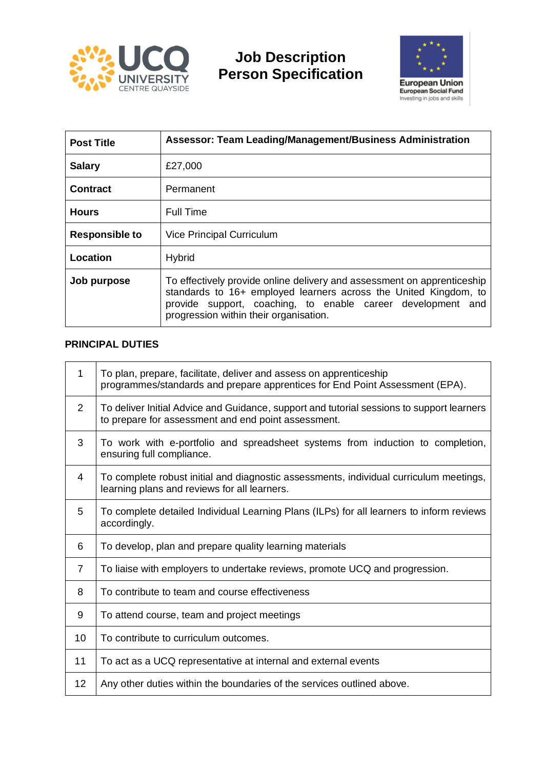# Job Description
# Person Specification

| **Post Title** | **Assessor: Team Leading/Management/Business Administration** |
|---|---|
| **Salary** | £27,000 |
| **Contract** | Permanent |
| **Hours** | Full Time |
| **Responsible to** | Vice Principal Curriculum |
| **Location** | Hybrid |
| **Job purpose** | To effectively provide online delivery and assessment on apprenticeship standards to 16+ employed learners across the United Kingdom, to provide support, coaching, to enable career development and progression within their organisation. |

## PRINCIPAL DUTIES

| | |
|---|---|
| 1 | To plan, prepare, facilitate, deliver and assess on apprenticeship programmes/standards and prepare apprentices for End Point Assessment (EPA). |
| 2 | To deliver Initial Advice and Guidance, support and tutorial sessions to support learners to prepare for assessment and end point assessment. |
| 3 | To work with e-portfolio and spreadsheet systems from induction to completion, ensuring full compliance. |
| 4 | To complete robust initial and diagnostic assessments, individual curriculum meetings, learning plans and reviews for all learners. |
| 5 | To complete detailed Individual Learning Plans (ILPs) for all learners to inform reviews accordingly. |
| 6 | To develop, plan and prepare quality learning materials |
| 7 | To liaise with employers to undertake reviews, promote UCQ and progression. |
| 8 | To contribute to team and course effectiveness |
| 9 | To attend course, team and project meetings |
| 10 | To contribute to curriculum outcomes. |
| 11 | To act as a UCQ representative at internal and external events |
| 12 | Any other duties within the boundaries of the services outlined above. |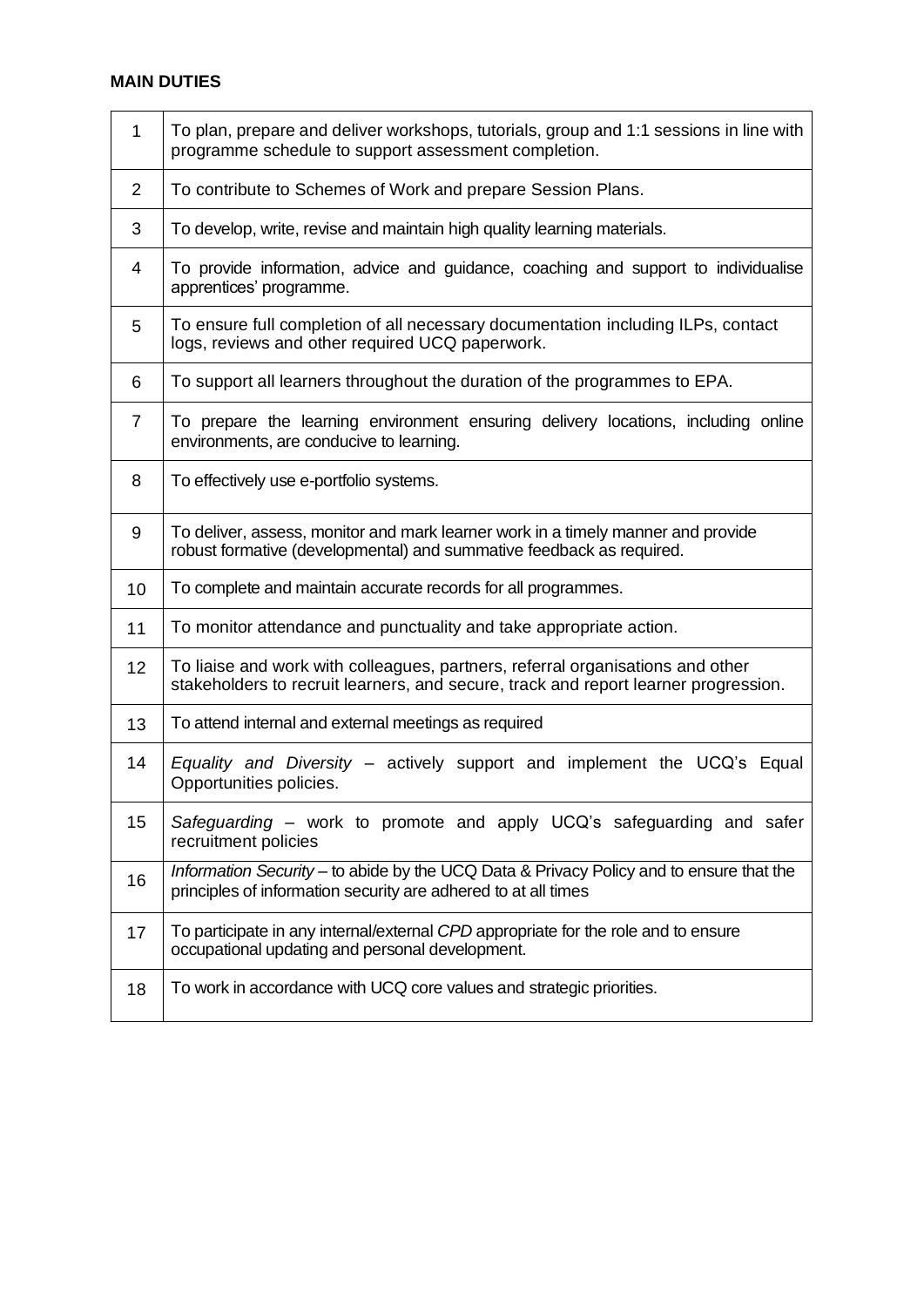**MAIN DUTIES**

| | |
|---|---|
| 1 | To plan, prepare and deliver workshops, tutorials, group and 1:1 sessions in line with programme schedule to support assessment completion. |
| 2 | To contribute to Schemes of Work and prepare Session Plans. |
| 3 | To develop, write, revise and maintain high quality learning materials. |
| 4 | To provide information, advice and guidance, coaching and support to individualise apprentices' programme. |
| 5 | To ensure full completion of all necessary documentation including ILPs, contact logs, reviews and other required UCQ paperwork. |
| 6 | To support all learners throughout the duration of the programmes to EPA. |
| 7 | To prepare the learning environment ensuring delivery locations, including online environments, are conducive to learning. |
| 8 | To effectively use e-portfolio systems. |
| 9 | To deliver, assess, monitor and mark learner work in a timely manner and provide robust formative (developmental) and summative feedback as required. |
| 10 | To complete and maintain accurate records for all programmes. |
| 11 | To monitor attendance and punctuality and take appropriate action. |
| 12 | To liaise and work with colleagues, partners, referral organisations and other stakeholders to recruit learners, and secure, track and report learner progression. |
| 13 | To attend internal and external meetings as required |
| 14 | *Equality and Diversity* – actively support and implement the UCQ's Equal Opportunities policies. |
| 15 | *Safeguarding* – work to promote and apply UCQ's safeguarding and safer recruitment policies |
| 16 | *Information Security* – to abide by the UCQ Data & Privacy Policy and to ensure that the principles of information security are adhered to at all times |
| 17 | To participate in any internal/external *CPD* appropriate for the role and to ensure occupational updating and personal development. |
| 18 | To work in accordance with UCQ core values and strategic priorities. |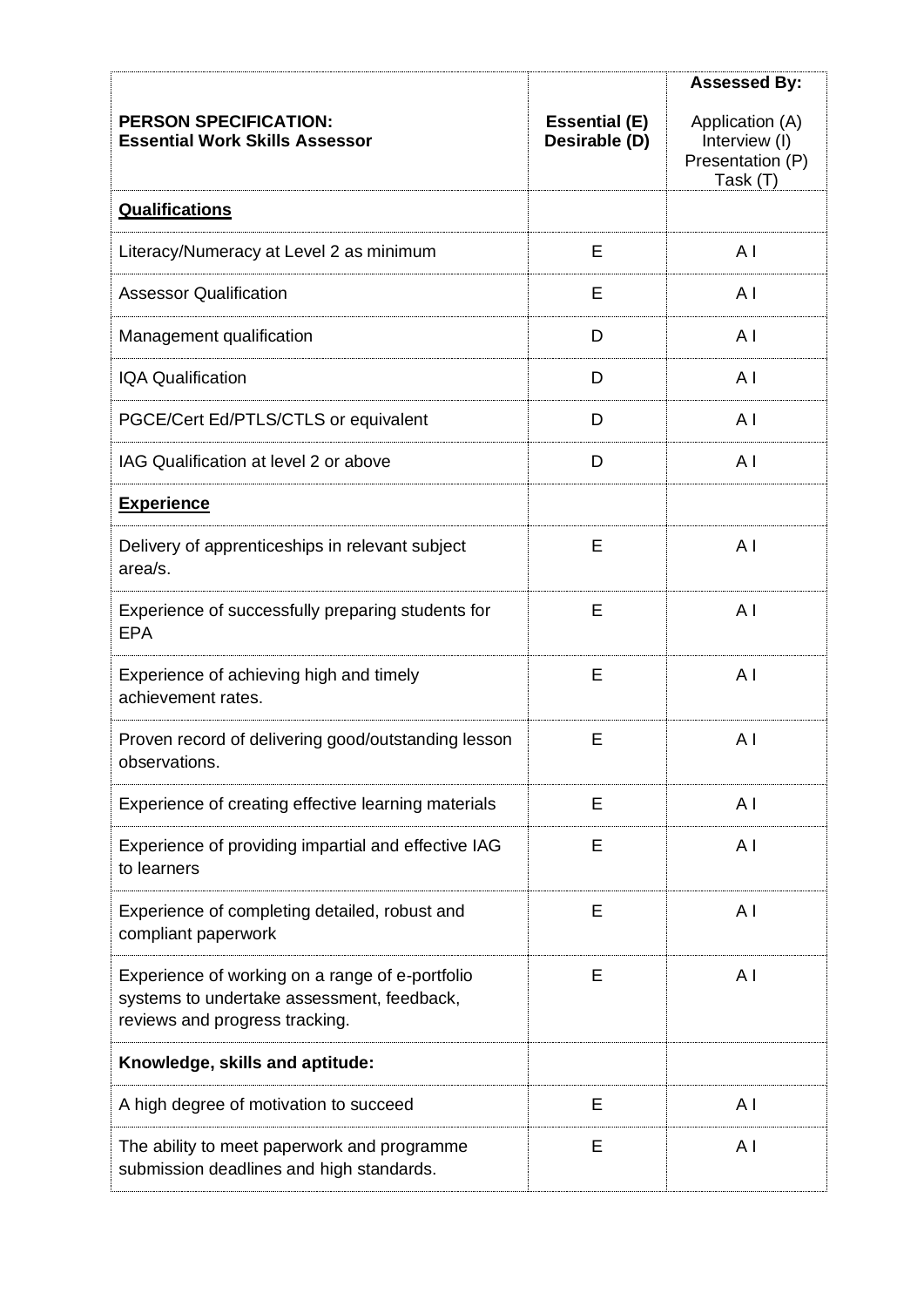| **PERSON SPECIFICATION:** **Essential Work Skills Assessor** | **Essential (E)** **Desirable (D)** | **Assessed By:** Application (A) Interview (I) Presentation (P) Task (T) |
|---|---|---|
| **Qualifications** | | |
| Literacy/Numeracy at Level 2 as minimum | E | A I |
| Assessor Qualification | E | A I |
| Management qualification | D | A I |
| IQA Qualification | D | A I |
| PGCE/Cert Ed/PTLS/CTLS or equivalent | D | A I |
| IAG Qualification at level 2 or above | D | A I |
| **Experience** | | |
| Delivery of apprenticeships in relevant subject area/s. | E | A I |
| Experience of successfully preparing students for EPA | E | A I |
| Experience of achieving high and timely achievement rates. | E | A I |
| Proven record of delivering good/outstanding lesson observations. | E | A I |
| Experience of creating effective learning materials | E | A I |
| Experience of providing impartial and effective IAG to learners | E | A I |
| Experience of completing detailed, robust and compliant paperwork | E | A I |
| Experience of working on a range of e-portfolio systems to undertake assessment, feedback, reviews and progress tracking. | E | A I |
| **Knowledge, skills and aptitude:** | | |
| A high degree of motivation to succeed | E | A I |
| The ability to meet paperwork and programme submission deadlines and high standards. | E | A I |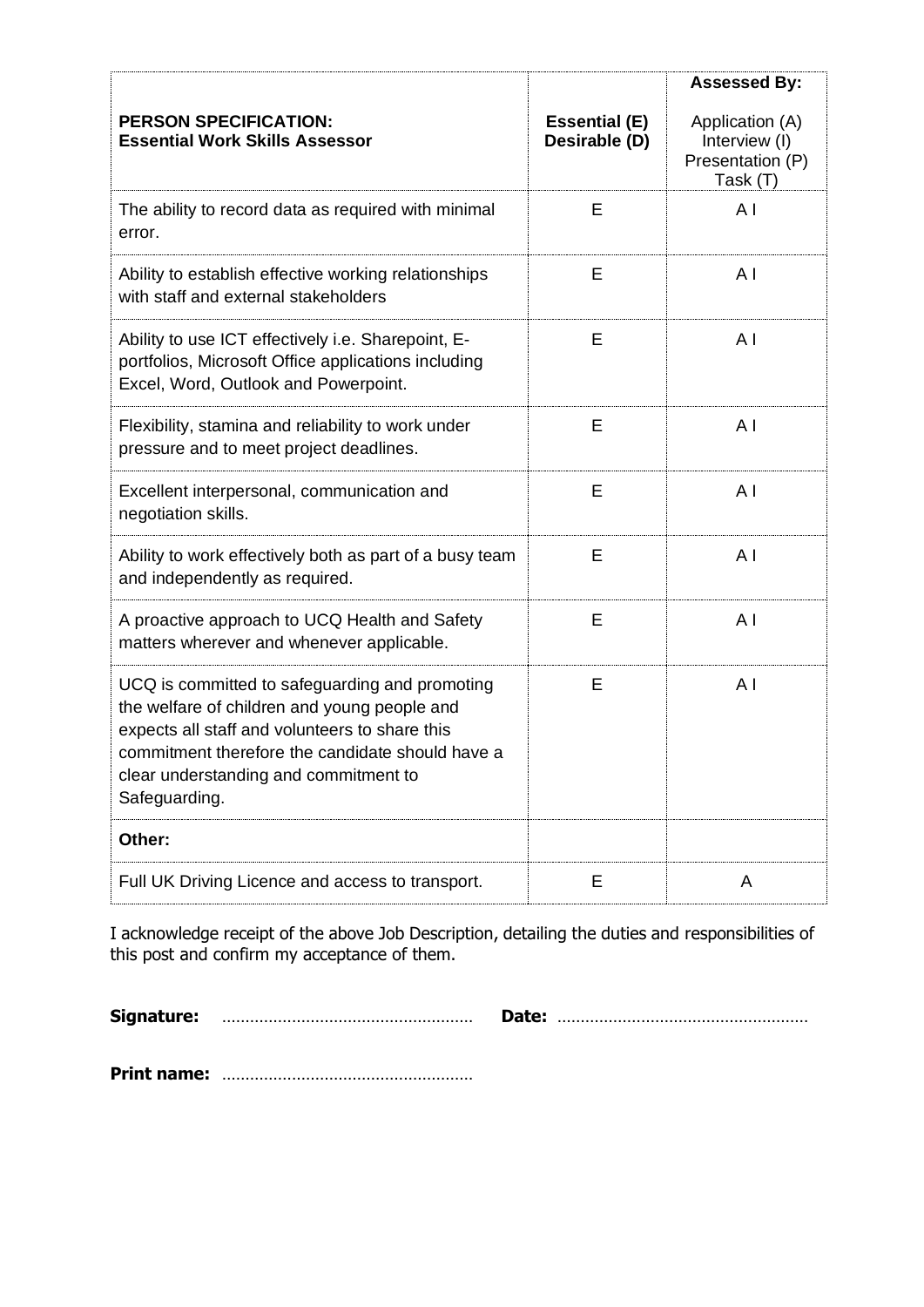| **PERSON SPECIFICATION: Essential Work Skills Assessor** | **Essential (E) Desirable (D)** | **Assessed By:** Application (A) Interview (I) Presentation (P) Task (T) |
|---|---|---|
| The ability to record data as required with minimal error. | E | A I |
| Ability to establish effective working relationships with staff and external stakeholders | E | A I |
| Ability to use ICT effectively i.e. Sharepoint, E-portfolios, Microsoft Office applications including Excel, Word, Outlook and Powerpoint. | E | A I |
| Flexibility, stamina and reliability to work under pressure and to meet project deadlines. | E | A I |
| Excellent interpersonal, communication and negotiation skills. | E | A I |
| Ability to work effectively both as part of a busy team and independently as required. | E | A I |
| A proactive approach to UCQ Health and Safety matters wherever and whenever applicable. | E | A I |
| UCQ is committed to safeguarding and promoting the welfare of children and young people and expects all staff and volunteers to share this commitment therefore the candidate should have a clear understanding and commitment to Safeguarding. | E | A I |
| **Other:** | | |
| Full UK Driving Licence and access to transport. | E | A |

I acknowledge receipt of the above Job Description, detailing the duties and responsibilities of this post and confirm my acceptance of them.

**Signature:** ……………………………………………… **Date:** ………………………………………………

**Print name:** ………………………………………………